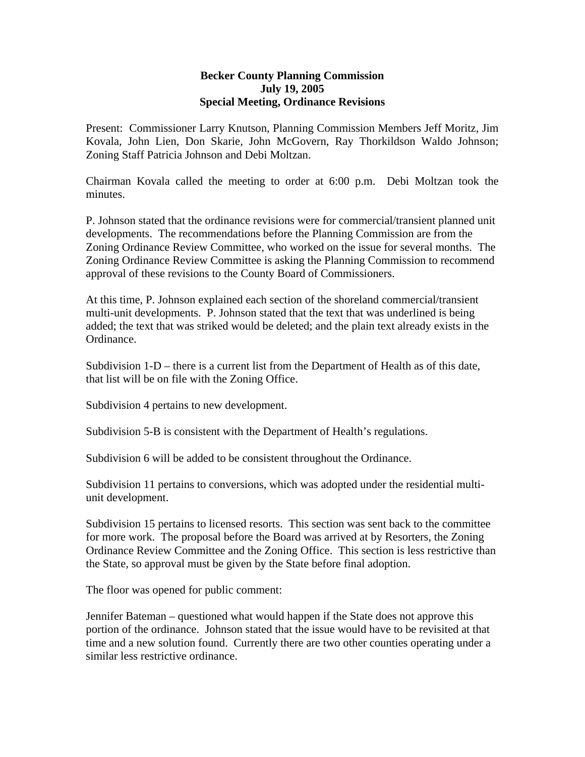**Becker County Planning Commission**
**July 19, 2005**
**Special Meeting, Ordinance Revisions**

Present: Commissioner Larry Knutson, Planning Commission Members Jeff Moritz, Jim Kovala, John Lien, Don Skarie, John McGovern, Ray Thorkildson Waldo Johnson; Zoning Staff Patricia Johnson and Debi Moltzan.

Chairman Kovala called the meeting to order at 6:00 p.m. Debi Moltzan took the minutes.

P. Johnson stated that the ordinance revisions were for commercial/transient planned unit developments. The recommendations before the Planning Commission are from the Zoning Ordinance Review Committee, who worked on the issue for several months. The Zoning Ordinance Review Committee is asking the Planning Commission to recommend approval of these revisions to the County Board of Commissioners.

At this time, P. Johnson explained each section of the shoreland commercial/transient multi-unit developments. P. Johnson stated that the text that was underlined is being added; the text that was striked would be deleted; and the plain text already exists in the Ordinance.

Subdivision 1-D – there is a current list from the Department of Health as of this date, that list will be on file with the Zoning Office.

Subdivision 4 pertains to new development.

Subdivision 5-B is consistent with the Department of Health's regulations.

Subdivision 6 will be added to be consistent throughout the Ordinance.

Subdivision 11 pertains to conversions, which was adopted under the residential multi-unit development.

Subdivision 15 pertains to licensed resorts. This section was sent back to the committee for more work. The proposal before the Board was arrived at by Resorters, the Zoning Ordinance Review Committee and the Zoning Office. This section is less restrictive than the State, so approval must be given by the State before final adoption.

The floor was opened for public comment:

Jennifer Bateman – questioned what would happen if the State does not approve this portion of the ordinance. Johnson stated that the issue would have to be revisited at that time and a new solution found. Currently there are two other counties operating under a similar less restrictive ordinance.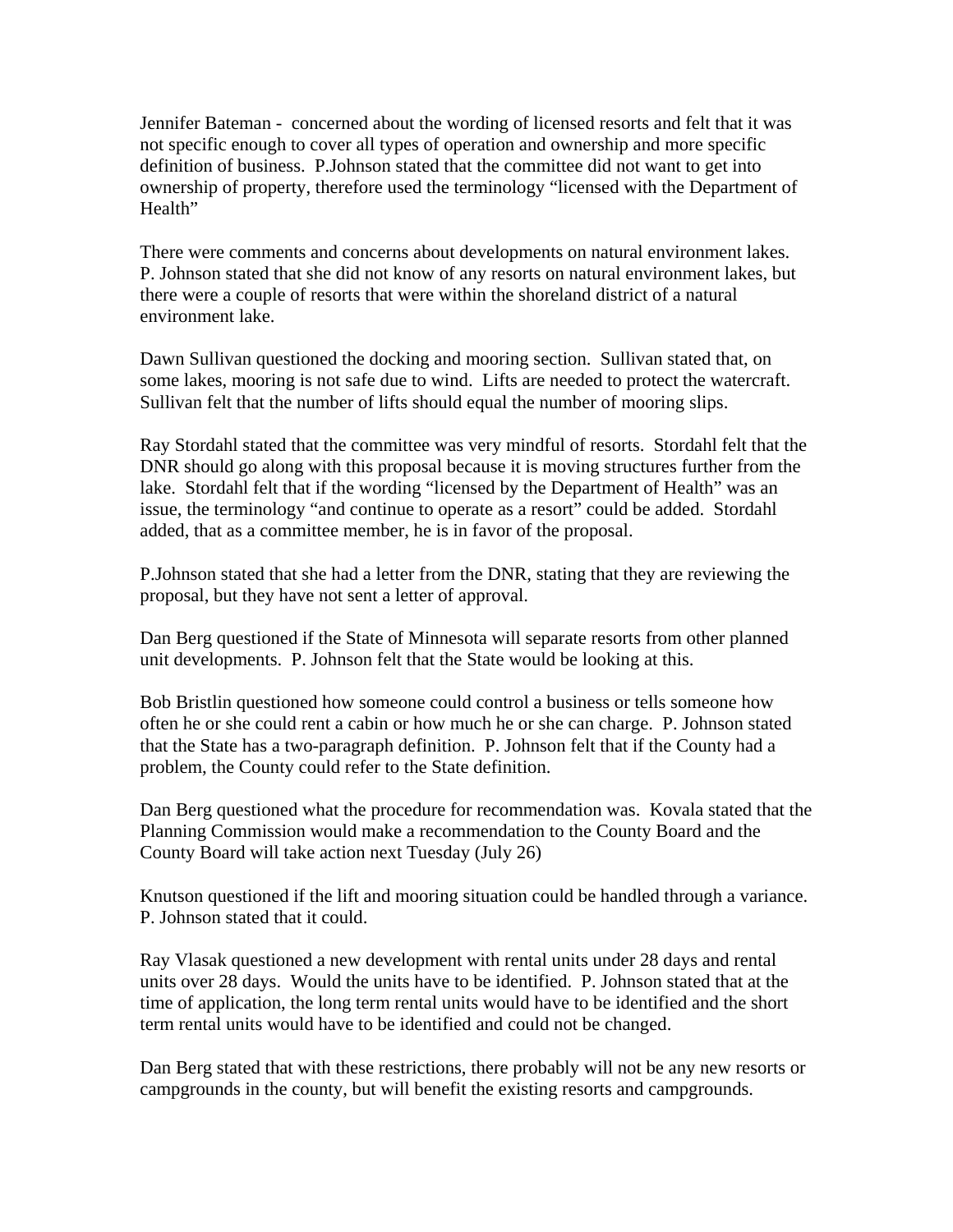Jennifer Bateman - concerned about the wording of licensed resorts and felt that it was not specific enough to cover all types of operation and ownership and more specific definition of business. P.Johnson stated that the committee did not want to get into ownership of property, therefore used the terminology "licensed with the Department of Health"

There were comments and concerns about developments on natural environment lakes. P. Johnson stated that she did not know of any resorts on natural environment lakes, but there were a couple of resorts that were within the shoreland district of a natural environment lake.

Dawn Sullivan questioned the docking and mooring section. Sullivan stated that, on some lakes, mooring is not safe due to wind. Lifts are needed to protect the watercraft. Sullivan felt that the number of lifts should equal the number of mooring slips.

Ray Stordahl stated that the committee was very mindful of resorts. Stordahl felt that the DNR should go along with this proposal because it is moving structures further from the lake. Stordahl felt that if the wording "licensed by the Department of Health" was an issue, the terminology "and continue to operate as a resort" could be added. Stordahl added, that as a committee member, he is in favor of the proposal.

P.Johnson stated that she had a letter from the DNR, stating that they are reviewing the proposal, but they have not sent a letter of approval.

Dan Berg questioned if the State of Minnesota will separate resorts from other planned unit developments. P. Johnson felt that the State would be looking at this.

Bob Bristlin questioned how someone could control a business or tells someone how often he or she could rent a cabin or how much he or she can charge. P. Johnson stated that the State has a two-paragraph definition. P. Johnson felt that if the County had a problem, the County could refer to the State definition.

Dan Berg questioned what the procedure for recommendation was. Kovala stated that the Planning Commission would make a recommendation to the County Board and the County Board will take action next Tuesday (July 26)

Knutson questioned if the lift and mooring situation could be handled through a variance. P. Johnson stated that it could.

Ray Vlasak questioned a new development with rental units under 28 days and rental units over 28 days. Would the units have to be identified. P. Johnson stated that at the time of application, the long term rental units would have to be identified and the short term rental units would have to be identified and could not be changed.

Dan Berg stated that with these restrictions, there probably will not be any new resorts or campgrounds in the county, but will benefit the existing resorts and campgrounds.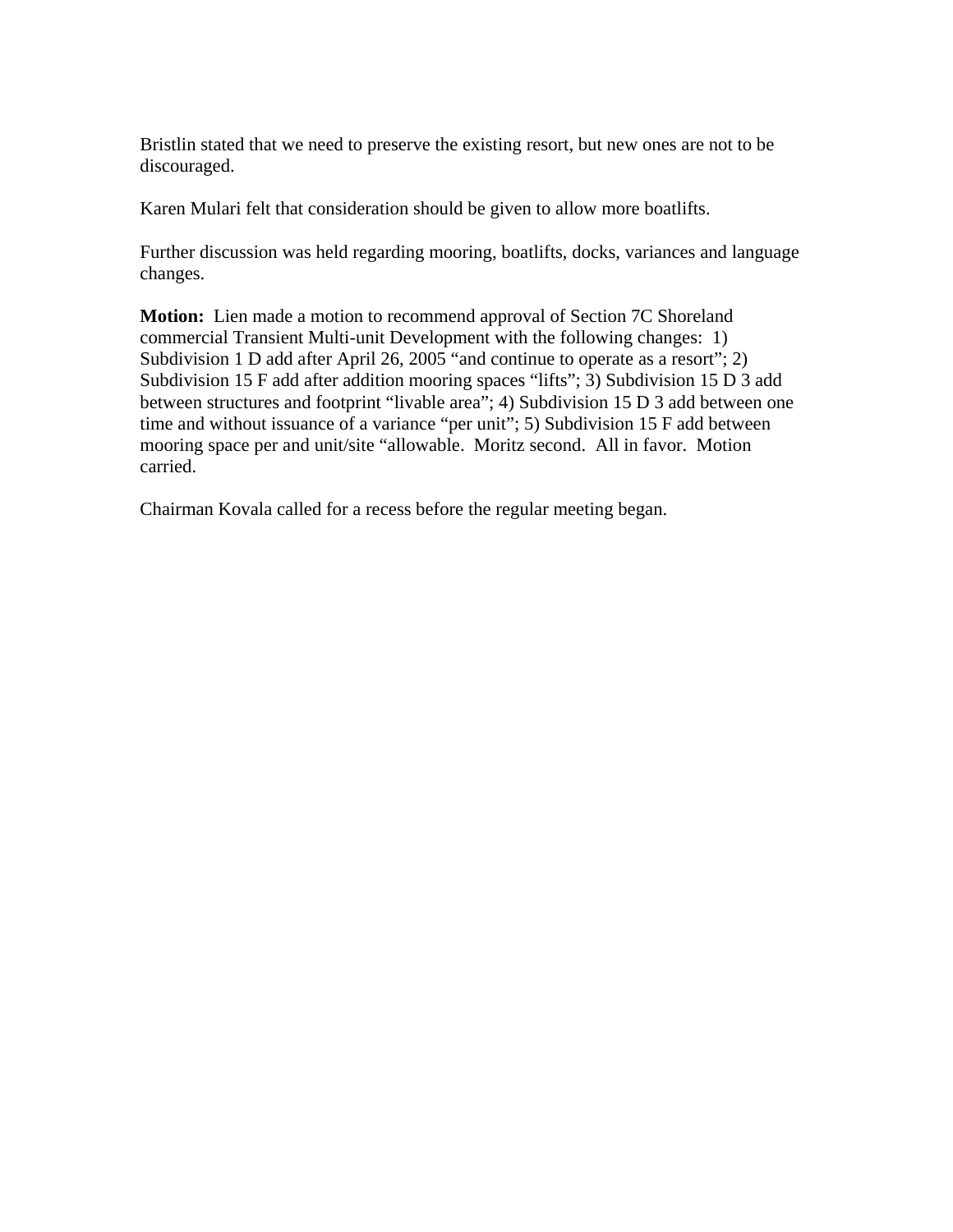Bristlin stated that we need to preserve the existing resort, but new ones are not to be discouraged.

Karen Mulari felt that consideration should be given to allow more boatlifts.

Further discussion was held regarding mooring, boatlifts, docks, variances and language changes.

**Motion:** Lien made a motion to recommend approval of Section 7C Shoreland commercial Transient Multi-unit Development with the following changes: 1) Subdivision 1 D add after April 26, 2005 "and continue to operate as a resort"; 2) Subdivision 15 F add after addition mooring spaces "lifts"; 3) Subdivision 15 D 3 add between structures and footprint "livable area"; 4) Subdivision 15 D 3 add between one time and without issuance of a variance "per unit"; 5) Subdivision 15 F add between mooring space per and unit/site "allowable. Moritz second. All in favor. Motion carried.

Chairman Kovala called for a recess before the regular meeting began.